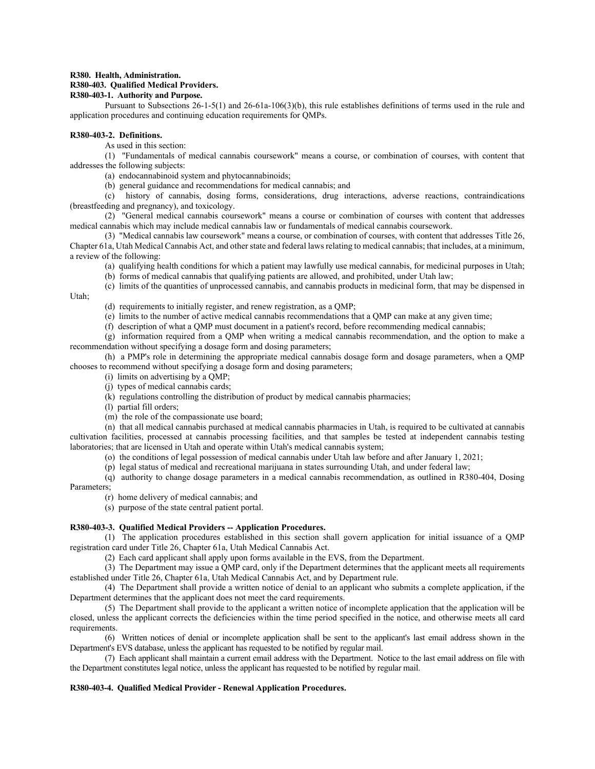**R380. Health, Administration.**

**R380-403. Qualified Medical Providers.**

**R380-403-1. Authority and Purpose.**

Pursuant to Subsections 26-1-5(1) and 26-61a-106(3)(b), this rule establishes definitions of terms used in the rule and application procedures and continuing education requirements for QMPs.

**R380-403-2. Definitions.**

As used in this section:

(1) "Fundamentals of medical cannabis coursework" means a course, or combination of courses, with content that addresses the following subjects:

(a) endocannabinoid system and phytocannabinoids;

(b) general guidance and recommendations for medical cannabis; and

(c) history of cannabis, dosing forms, considerations, drug interactions, adverse reactions, contraindications (breastfeeding and pregnancy), and toxicology.

(2) "General medical cannabis coursework" means a course or combination of courses with content that addresses medical cannabis which may include medical cannabis law or fundamentals of medical cannabis coursework.

(3) "Medical cannabis law coursework" means a course, or combination of courses, with content that addresses Title 26, Chapter 61a, Utah Medical Cannabis Act, and other state and federal laws relating to medical cannabis; that includes, at a minimum, a review of the following:

(a) qualifying health conditions for which a patient may lawfully use medical cannabis, for medicinal purposes in Utah;

(b) forms of medical cannabis that qualifying patients are allowed, and prohibited, under Utah law;

(c) limits of the quantities of unprocessed cannabis, and cannabis products in medicinal form, that may be dispensed in Utah;

(d) requirements to initially register, and renew registration, as a QMP;

(e) limits to the number of active medical cannabis recommendations that a QMP can make at any given time;

(f) description of what a QMP must document in a patient's record, before recommending medical cannabis;

(g) information required from a QMP when writing a medical cannabis recommendation, and the option to make a recommendation without specifying a dosage form and dosing parameters;

(h) a PMP's role in determining the appropriate medical cannabis dosage form and dosage parameters, when a QMP chooses to recommend without specifying a dosage form and dosing parameters;

(i) limits on advertising by a QMP;

(j) types of medical cannabis cards;

(k) regulations controlling the distribution of product by medical cannabis pharmacies;

(l) partial fill orders;

(m) the role of the compassionate use board;

(n) that all medical cannabis purchased at medical cannabis pharmacies in Utah, is required to be cultivated at cannabis cultivation facilities, processed at cannabis processing facilities, and that samples be tested at independent cannabis testing laboratories; that are licensed in Utah and operate within Utah's medical cannabis system;

(o) the conditions of legal possession of medical cannabis under Utah law before and after January 1, 2021;

(p) legal status of medical and recreational marijuana in states surrounding Utah, and under federal law;

(q) authority to change dosage parameters in a medical cannabis recommendation, as outlined in R380-404, Dosing Parameters;

(r) home delivery of medical cannabis; and

(s) purpose of the state central patient portal.

**R380-403-3. Qualified Medical Providers -- Application Procedures.**

(1) The application procedures established in this section shall govern application for initial issuance of a QMP registration card under Title 26, Chapter 61a, Utah Medical Cannabis Act.

(2) Each card applicant shall apply upon forms available in the EVS, from the Department.

(3) The Department may issue a QMP card, only if the Department determines that the applicant meets all requirements established under Title 26, Chapter 61a, Utah Medical Cannabis Act, and by Department rule.

(4) The Department shall provide a written notice of denial to an applicant who submits a complete application, if the Department determines that the applicant does not meet the card requirements.

(5) The Department shall provide to the applicant a written notice of incomplete application that the application will be closed, unless the applicant corrects the deficiencies within the time period specified in the notice, and otherwise meets all card requirements.

(6) Written notices of denial or incomplete application shall be sent to the applicant's last email address shown in the Department's EVS database, unless the applicant has requested to be notified by regular mail.

(7) Each applicant shall maintain a current email address with the Department. Notice to the last email address on file with the Department constitutes legal notice, unless the applicant has requested to be notified by regular mail.

**R380-403-4. Qualified Medical Provider - Renewal Application Procedures.**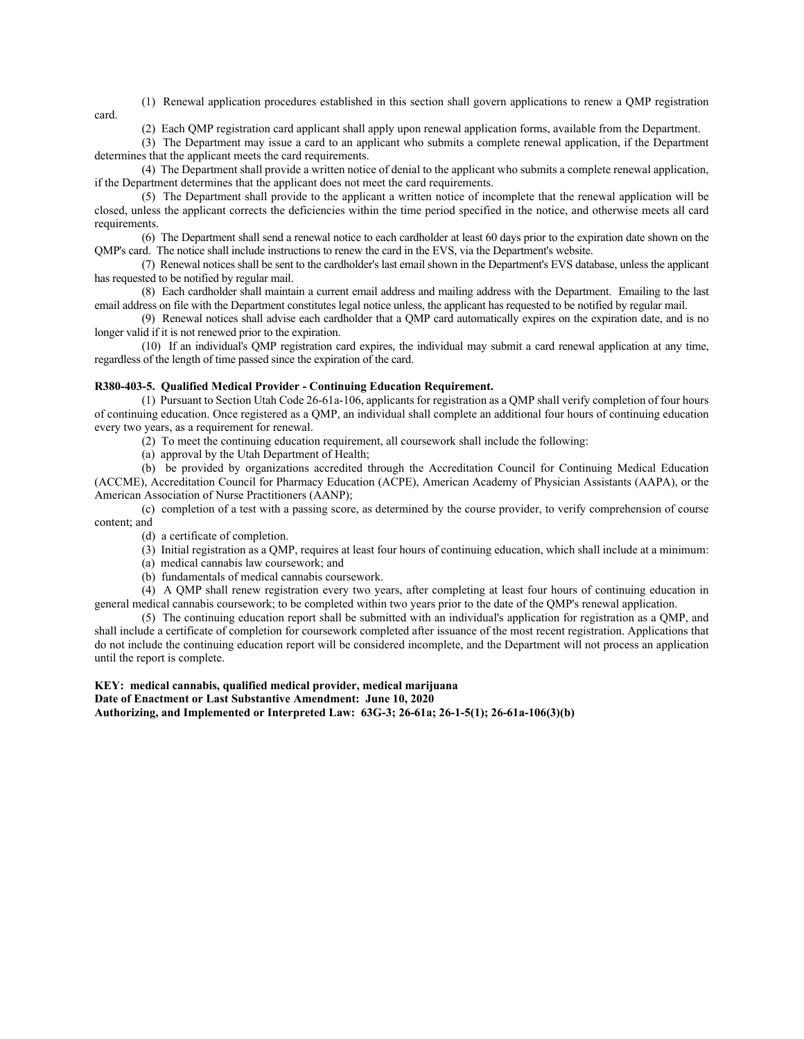(1) Renewal application procedures established in this section shall govern applications to renew a QMP registration card.

(2) Each QMP registration card applicant shall apply upon renewal application forms, available from the Department.

(3) The Department may issue a card to an applicant who submits a complete renewal application, if the Department determines that the applicant meets the card requirements.

(4) The Department shall provide a written notice of denial to the applicant who submits a complete renewal application, if the Department determines that the applicant does not meet the card requirements.

(5) The Department shall provide to the applicant a written notice of incomplete that the renewal application will be closed, unless the applicant corrects the deficiencies within the time period specified in the notice, and otherwise meets all card requirements.

(6) The Department shall send a renewal notice to each cardholder at least 60 days prior to the expiration date shown on the QMP's card. The notice shall include instructions to renew the card in the EVS, via the Department's website.

(7) Renewal notices shall be sent to the cardholder's last email shown in the Department's EVS database, unless the applicant has requested to be notified by regular mail.

(8) Each cardholder shall maintain a current email address and mailing address with the Department. Emailing to the last email address on file with the Department constitutes legal notice unless, the applicant has requested to be notified by regular mail.

(9) Renewal notices shall advise each cardholder that a QMP card automatically expires on the expiration date, and is no longer valid if it is not renewed prior to the expiration.

(10) If an individual's QMP registration card expires, the individual may submit a card renewal application at any time, regardless of the length of time passed since the expiration of the card.

**R380-403-5. Qualified Medical Provider - Continuing Education Requirement.**

(1) Pursuant to Section Utah Code 26-61a-106, applicants for registration as a QMP shall verify completion of four hours of continuing education. Once registered as a QMP, an individual shall complete an additional four hours of continuing education every two years, as a requirement for renewal.

(2) To meet the continuing education requirement, all coursework shall include the following:

(a) approval by the Utah Department of Health;

(b) be provided by organizations accredited through the Accreditation Council for Continuing Medical Education (ACCME), Accreditation Council for Pharmacy Education (ACPE), American Academy of Physician Assistants (AAPA), or the American Association of Nurse Practitioners (AANP);

(c) completion of a test with a passing score, as determined by the course provider, to verify comprehension of course content; and

(d) a certificate of completion.

(3) Initial registration as a QMP, requires at least four hours of continuing education, which shall include at a minimum:

(a) medical cannabis law coursework; and

(b) fundamentals of medical cannabis coursework.

(4) A QMP shall renew registration every two years, after completing at least four hours of continuing education in general medical cannabis coursework; to be completed within two years prior to the date of the QMP's renewal application.

(5) The continuing education report shall be submitted with an individual's application for registration as a QMP, and shall include a certificate of completion for coursework completed after issuance of the most recent registration. Applications that do not include the continuing education report will be considered incomplete, and the Department will not process an application until the report is complete.

**KEY: medical cannabis, qualified medical provider, medical marijuana**
**Date of Enactment or Last Substantive Amendment: June 10, 2020**
**Authorizing, and Implemented or Interpreted Law: 63G-3; 26-61a; 26-1-5(1); 26-61a-106(3)(b)**